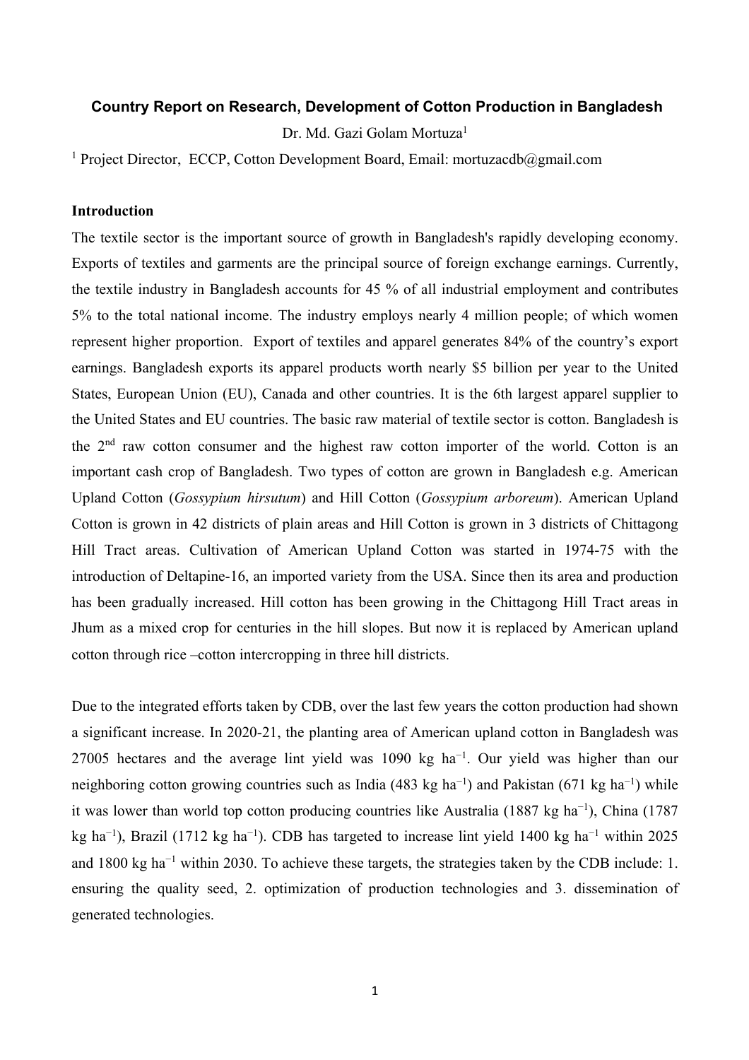# Country Report on Research, Development of Cotton Production in Bangladesh

Dr. Md. Gazi Golam Mortuza[1]

[1] Project Director, ECCP, Cotton Development Board, Email: mortuzacdb@gmail.com

## Introduction

The textile sector is the important source of growth in Bangladesh's rapidly developing economy. Exports of textiles and garments are the principal source of foreign exchange earnings. Currently, the textile industry in Bangladesh accounts for 45 % of all industrial employment and contributes 5% to the total national income. The industry employs nearly 4 million people; of which women represent higher proportion. Export of textiles and apparel generates 84% of the country's export earnings. Bangladesh exports its apparel products worth nearly $5 billion per year to the United States, European Union (EU), Canada and other countries. It is the 6th largest apparel supplier to the United States and EU countries. The basic raw material of textile sector is cotton. Bangladesh is the 2$^{nd}$ raw cotton consumer and the highest raw cotton importer of the world. Cotton is an important cash crop of Bangladesh. Two types of cotton are grown in Bangladesh e.g. American Upland Cotton (*Gossypium hirsutum*) and Hill Cotton (*Gossypium arboreum*). American Upland Cotton is grown in 42 districts of plain areas and Hill Cotton is grown in 3 districts of Chittagong Hill Tract areas. Cultivation of American Upland Cotton was started in 1974-75 with the introduction of Deltapine-16, an imported variety from the USA. Since then its area and production has been gradually increased. Hill cotton has been growing in the Chittagong Hill Tract areas in Jhum as a mixed crop for centuries in the hill slopes. But now it is replaced by American upland cotton through rice –cotton intercropping in three hill districts.

Due to the integrated efforts taken by CDB, over the last few years the cotton production had shown a significant increase. In 2020-21, the planting area of American upland cotton in Bangladesh was 27005 hectares and the average lint yield was 1090 kg ha$^{-1}$. Our yield was higher than our neighboring cotton growing countries such as India (483 kg ha$^{-1}$) and Pakistan (671 kg ha$^{-1}$) while it was lower than world top cotton producing countries like Australia (1887 kg ha$^{-1}$), China (1787 kg ha$^{-1}$), Brazil (1712 kg ha$^{-1}$). CDB has targeted to increase lint yield 1400 kg ha$^{-1}$ within 2025 and 1800 kg ha$^{-1}$ within 2030. To achieve these targets, the strategies taken by the CDB include: 1. ensuring the quality seed, 2. optimization of production technologies and 3. dissemination of generated technologies.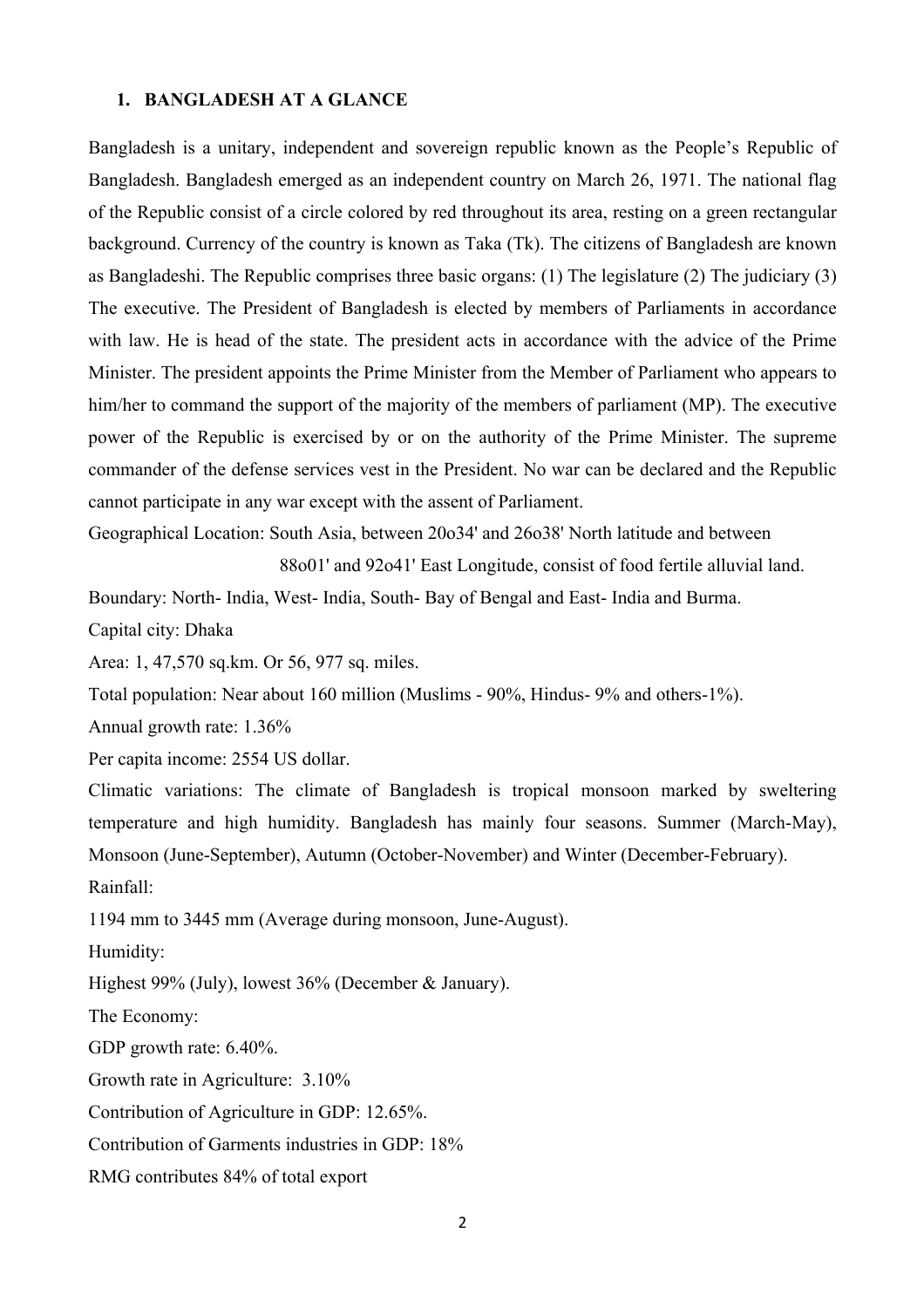## 1. BANGLADESH AT A GLANCE

Bangladesh is a unitary, independent and sovereign republic known as the People's Republic of Bangladesh. Bangladesh emerged as an independent country on March 26, 1971. The national flag of the Republic consist of a circle colored by red throughout its area, resting on a green rectangular background. Currency of the country is known as Taka (Tk). The citizens of Bangladesh are known as Bangladeshi. The Republic comprises three basic organs: (1) The legislature (2) The judiciary (3) The executive. The President of Bangladesh is elected by members of Parliaments in accordance with law. He is head of the state. The president acts in accordance with the advice of the Prime Minister. The president appoints the Prime Minister from the Member of Parliament who appears to him/her to command the support of the majority of the members of parliament (MP). The executive power of the Republic is exercised by or on the authority of the Prime Minister. The supreme commander of the defense services vest in the President. No war can be declared and the Republic cannot participate in any war except with the assent of Parliament.

Geographical Location: South Asia, between 20o34' and 26o38' North latitude and between 88o01' and 92o41' East Longitude, consist of food fertile alluvial land.

Boundary: North- India, West- India, South- Bay of Bengal and East- India and Burma.

Capital city: Dhaka

Area: 1, 47,570 sq.km. Or 56, 977 sq. miles.

Total population: Near about 160 million (Muslims - 90%, Hindus- 9% and others-1%).

Annual growth rate: 1.36%

Per capita income: 2554 US dollar.

Climatic variations: The climate of Bangladesh is tropical monsoon marked by sweltering temperature and high humidity. Bangladesh has mainly four seasons. Summer (March-May), Monsoon (June-September), Autumn (October-November) and Winter (December-February).

Rainfall:

1194 mm to 3445 mm (Average during monsoon, June-August).

Humidity:

Highest 99% (July), lowest 36% (December & January).

The Economy:

GDP growth rate: 6.40%.

Growth rate in Agriculture: 3.10%

Contribution of Agriculture in GDP: 12.65%.

Contribution of Garments industries in GDP: 18%

RMG contributes 84% of total export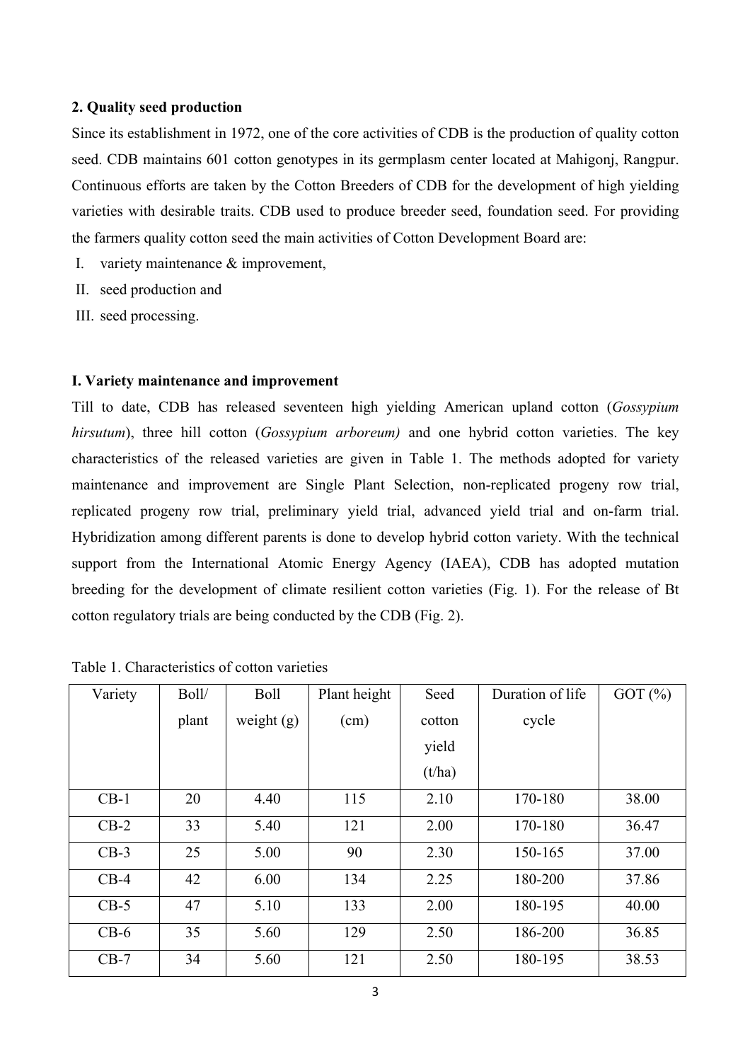## 2. Quality seed production

Since its establishment in 1972, one of the core activities of CDB is the production of quality cotton seed. CDB maintains 601 cotton genotypes in its germplasm center located at Mahigonj, Rangpur. Continuous efforts are taken by the Cotton Breeders of CDB for the development of high yielding varieties with desirable traits. CDB used to produce breeder seed, foundation seed. For providing the farmers quality cotton seed the main activities of Cotton Development Board are:

I. variety maintenance & improvement,

II. seed production and

III. seed processing.

### I. Variety maintenance and improvement

Till to date, CDB has released seventeen high yielding American upland cotton (*Gossypium hirsutum*), three hill cotton (*Gossypium arboreum)* and one hybrid cotton varieties. The key characteristics of the released varieties are given in Table 1. The methods adopted for variety maintenance and improvement are Single Plant Selection, non-replicated progeny row trial, replicated progeny row trial, preliminary yield trial, advanced yield trial and on-farm trial. Hybridization among different parents is done to develop hybrid cotton variety. With the technical support from the International Atomic Energy Agency (IAEA), CDB has adopted mutation breeding for the development of climate resilient cotton varieties (Fig. 1). For the release of Bt cotton regulatory trials are being conducted by the CDB (Fig. 2).

Table 1. Characteristics of cotton varieties

| Variety | Boll/ plant | Boll weight (g) | Plant height (cm) | Seed cotton yield (t/ha) | Duration of life cycle | GOT (%) |
|---|---|---|---|---|---|---|
| CB-1 | 20 | 4.40 | 115 | 2.10 | 170-180 | 38.00 |
| CB-2 | 33 | 5.40 | 121 | 2.00 | 170-180 | 36.47 |
| CB-3 | 25 | 5.00 | 90 | 2.30 | 150-165 | 37.00 |
| CB-4 | 42 | 6.00 | 134 | 2.25 | 180-200 | 37.86 |
| CB-5 | 47 | 5.10 | 133 | 2.00 | 180-195 | 40.00 |
| CB-6 | 35 | 5.60 | 129 | 2.50 | 186-200 | 36.85 |
| CB-7 | 34 | 5.60 | 121 | 2.50 | 180-195 | 38.53 |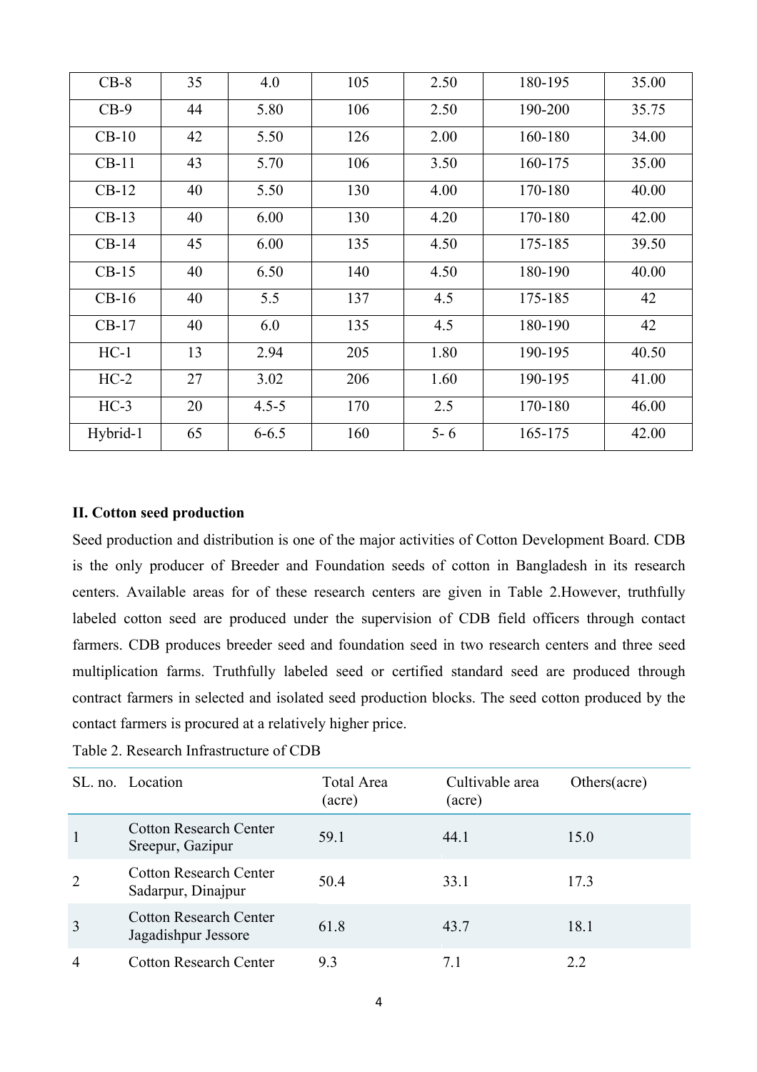| CB-8 | 35 | 4.0 | 105 | 2.50 | 180-195 | 35.00 |
|---|---|---|---|---|---|---|
| CB-9 | 44 | 5.80 | 106 | 2.50 | 190-200 | 35.75 |
| CB-10 | 42 | 5.50 | 126 | 2.00 | 160-180 | 34.00 |
| CB-11 | 43 | 5.70 | 106 | 3.50 | 160-175 | 35.00 |
| CB-12 | 40 | 5.50 | 130 | 4.00 | 170-180 | 40.00 |
| CB-13 | 40 | 6.00 | 130 | 4.20 | 170-180 | 42.00 |
| CB-14 | 45 | 6.00 | 135 | 4.50 | 175-185 | 39.50 |
| CB-15 | 40 | 6.50 | 140 | 4.50 | 180-190 | 40.00 |
| CB-16 | 40 | 5.5 | 137 | 4.5 | 175-185 | 42 |
| CB-17 | 40 | 6.0 | 135 | 4.5 | 180-190 | 42 |
| HC-1 | 13 | 2.94 | 205 | 1.80 | 190-195 | 40.50 |
| HC-2 | 27 | 3.02 | 206 | 1.60 | 190-195 | 41.00 |
| HC-3 | 20 | 4.5-5 | 170 | 2.5 | 170-180 | 46.00 |
| Hybrid-1 | 65 | 6-6.5 | 160 | 5- 6 | 165-175 | 42.00 |

**II. Cotton seed production**

Seed production and distribution is one of the major activities of Cotton Development Board. CDB is the only producer of Breeder and Foundation seeds of cotton in Bangladesh in its research centers. Available areas for of these research centers are given in Table 2.However, truthfully labeled cotton seed are produced under the supervision of CDB field officers through contact farmers. CDB produces breeder seed and foundation seed in two research centers and three seed multiplication farms. Truthfully labeled seed or certified standard seed are produced through contract farmers in selected and isolated seed production blocks. The seed cotton produced by the contact farmers is procured at a relatively higher price.

Table 2. Research Infrastructure of CDB

| SL. no. | Location | Total Area (acre) | Cultivable area (acre) | Others(acre) |
|---|---|---|---|---|
| 1 | Cotton Research Center Sreepur, Gazipur | 59.1 | 44.1 | 15.0 |
| 2 | Cotton Research Center Sadarpur, Dinajpur | 50.4 | 33.1 | 17.3 |
| 3 | Cotton Research Center Jagadishpur Jessore | 61.8 | 43.7 | 18.1 |
| 4 | Cotton Research Center | 9.3 | 7.1 | 2.2 |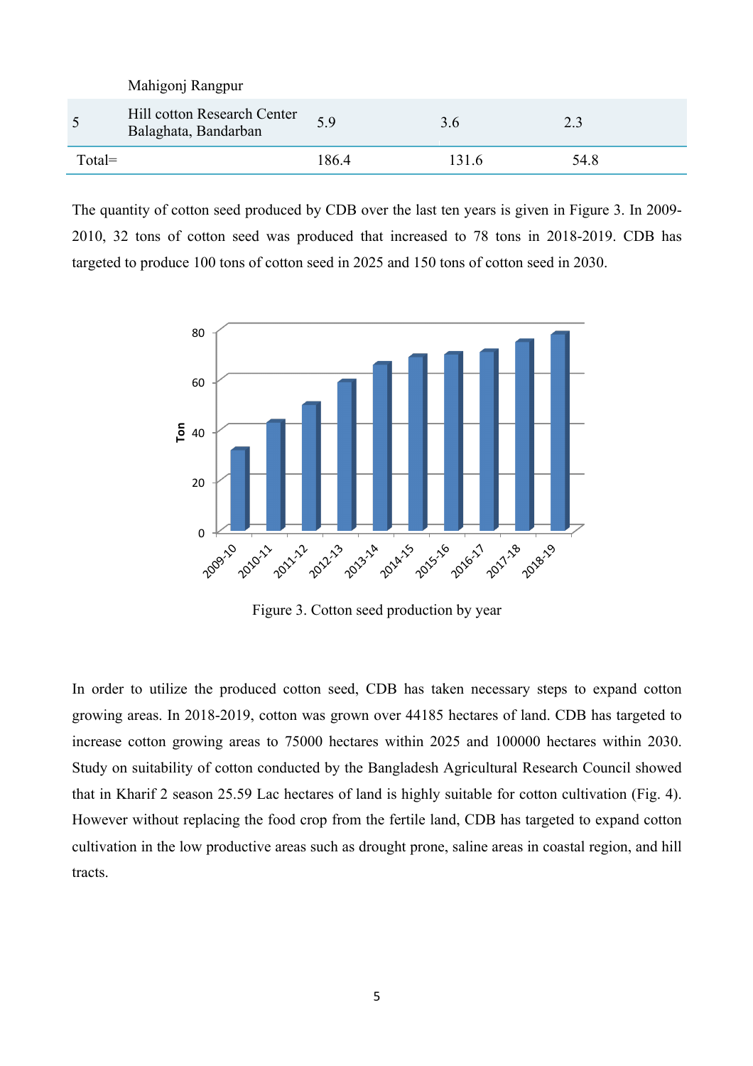| | Mahigonj Rangpur | | | |
|---|---|---|---|---|
| 5 | Hill cotton Research Center Balaghata, Bandarban | 5.9 | 3.6 | 2.3 |
| Total= | | 186.4 | 131.6 | 54.8 |

The quantity of cotton seed produced by CDB over the last ten years is given in Figure 3. In 2009-2010, 32 tons of cotton seed was produced that increased to 78 tons in 2018-2019. CDB has targeted to produce 100 tons of cotton seed in 2025 and 150 tons of cotton seed in 2030.

Figure 3. Cotton seed production by year

In order to utilize the produced cotton seed, CDB has taken necessary steps to expand cotton growing areas. In 2018-2019, cotton was grown over 44185 hectares of land. CDB has targeted to increase cotton growing areas to 75000 hectares within 2025 and 100000 hectares within 2030. Study on suitability of cotton conducted by the Bangladesh Agricultural Research Council showed that in Kharif 2 season 25.59 Lac hectares of land is highly suitable for cotton cultivation (Fig. 4). However without replacing the food crop from the fertile land, CDB has targeted to expand cotton cultivation in the low productive areas such as drought prone, saline areas in coastal region, and hill tracts.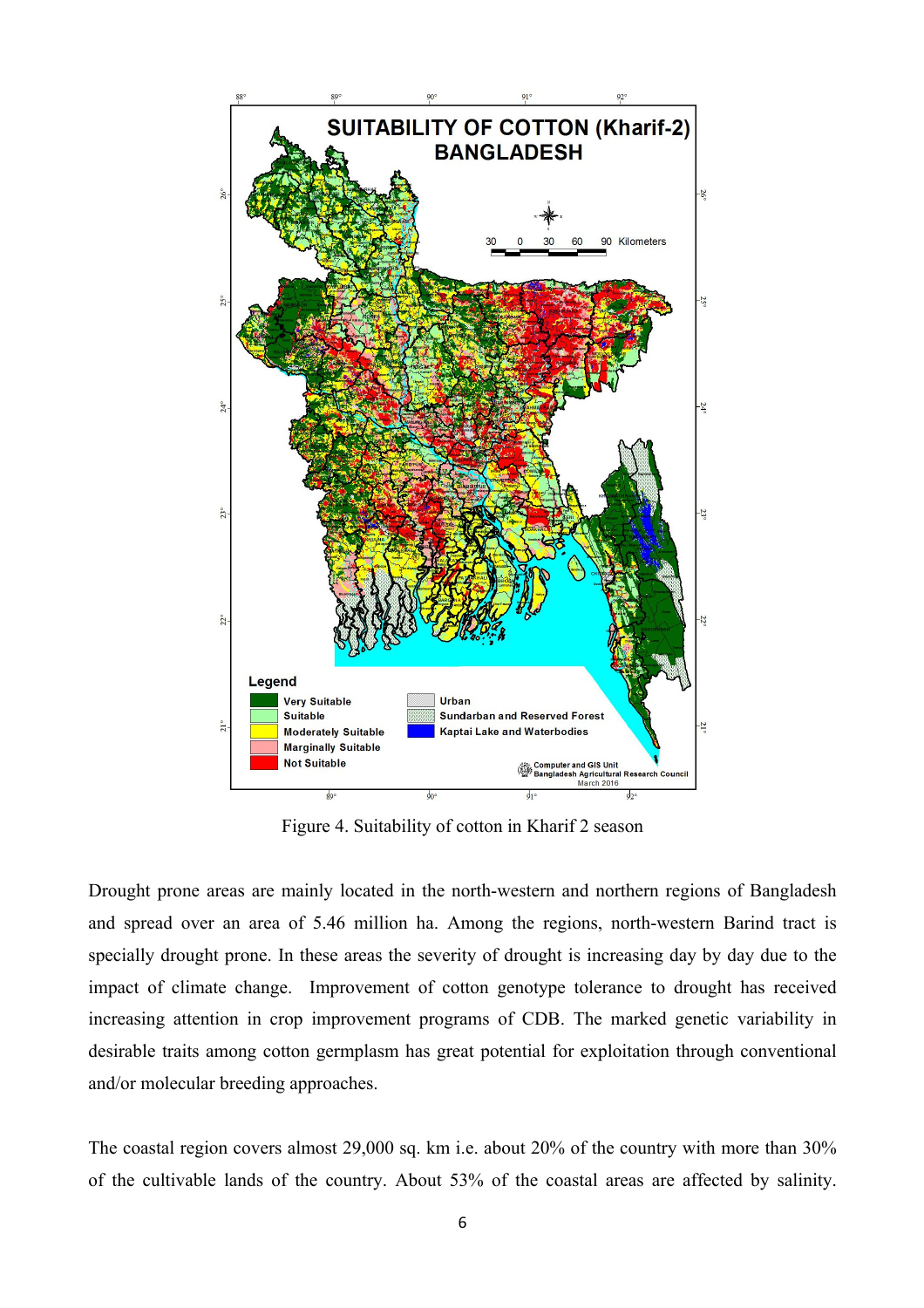Figure 4. Suitability of cotton in Kharif 2 season

Drought prone areas are mainly located in the north-western and northern regions of Bangladesh and spread over an area of 5.46 million ha. Among the regions, north-western Barind tract is specially drought prone. In these areas the severity of drought is increasing day by day due to the impact of climate change. Improvement of cotton genotype tolerance to drought has received increasing attention in crop improvement programs of CDB. The marked genetic variability in desirable traits among cotton germplasm has great potential for exploitation through conventional and/or molecular breeding approaches.

The coastal region covers almost 29,000 sq. km i.e. about 20% of the country with more than 30% of the cultivable lands of the country. About 53% of the coastal areas are affected by salinity.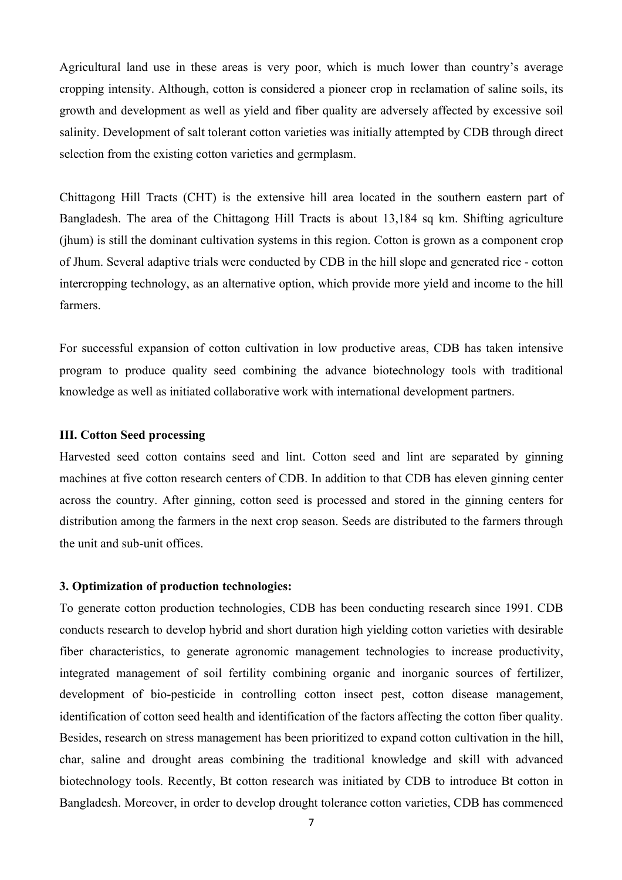Agricultural land use in these areas is very poor, which is much lower than country's average cropping intensity. Although, cotton is considered a pioneer crop in reclamation of saline soils, its growth and development as well as yield and fiber quality are adversely affected by excessive soil salinity. Development of salt tolerant cotton varieties was initially attempted by CDB through direct selection from the existing cotton varieties and germplasm.

Chittagong Hill Tracts (CHT) is the extensive hill area located in the southern eastern part of Bangladesh. The area of the Chittagong Hill Tracts is about 13,184 sq km. Shifting agriculture (jhum) is still the dominant cultivation systems in this region. Cotton is grown as a component crop of Jhum. Several adaptive trials were conducted by CDB in the hill slope and generated rice - cotton intercropping technology, as an alternative option, which provide more yield and income to the hill farmers.

For successful expansion of cotton cultivation in low productive areas, CDB has taken intensive program to produce quality seed combining the advance biotechnology tools with traditional knowledge as well as initiated collaborative work with international development partners.

### III. Cotton Seed processing

Harvested seed cotton contains seed and lint. Cotton seed and lint are separated by ginning machines at five cotton research centers of CDB. In addition to that CDB has eleven ginning center across the country. After ginning, cotton seed is processed and stored in the ginning centers for distribution among the farmers in the next crop season. Seeds are distributed to the farmers through the unit and sub-unit offices.

### 3. Optimization of production technologies:

To generate cotton production technologies, CDB has been conducting research since 1991. CDB conducts research to develop hybrid and short duration high yielding cotton varieties with desirable fiber characteristics, to generate agronomic management technologies to increase productivity, integrated management of soil fertility combining organic and inorganic sources of fertilizer, development of bio-pesticide in controlling cotton insect pest, cotton disease management, identification of cotton seed health and identification of the factors affecting the cotton fiber quality. Besides, research on stress management has been prioritized to expand cotton cultivation in the hill, char, saline and drought areas combining the traditional knowledge and skill with advanced biotechnology tools. Recently, Bt cotton research was initiated by CDB to introduce Bt cotton in Bangladesh. Moreover, in order to develop drought tolerance cotton varieties, CDB has commenced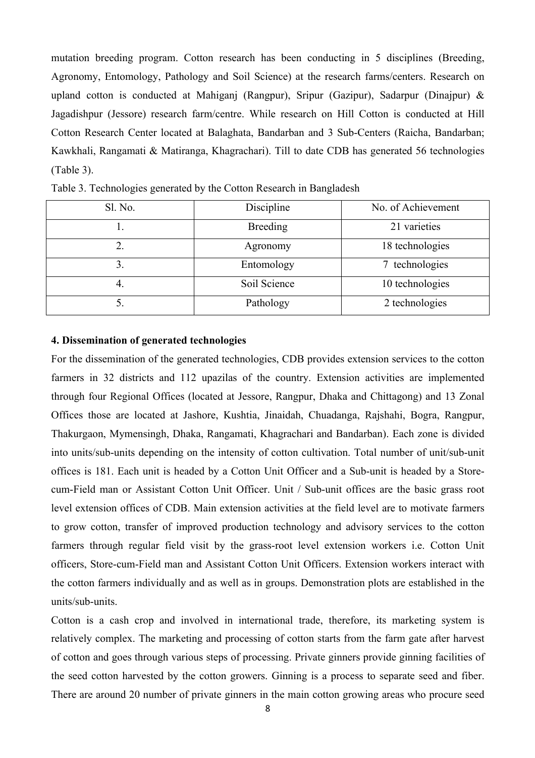mutation breeding program. Cotton research has been conducting in 5 disciplines (Breeding, Agronomy, Entomology, Pathology and Soil Science) at the research farms/centers. Research on upland cotton is conducted at Mahiganj (Rangpur), Sripur (Gazipur), Sadarpur (Dinajpur) & Jagadishpur (Jessore) research farm/centre. While research on Hill Cotton is conducted at Hill Cotton Research Center located at Balaghata, Bandarban and 3 Sub-Centers (Raicha, Bandarban; Kawkhali, Rangamati & Matiranga, Khagrachari). Till to date CDB has generated 56 technologies (Table 3).

Table 3. Technologies generated by the Cotton Research in Bangladesh

| Sl. No. | Discipline | No. of Achievement |
|---|---|---|
| 1. | Breeding | 21 varieties |
| 2. | Agronomy | 18 technologies |
| 3. | Entomology | 7 technologies |
| 4. | Soil Science | 10 technologies |
| 5. | Pathology | 2 technologies |

#### 4. Dissemination of generated technologies

For the dissemination of the generated technologies, CDB provides extension services to the cotton farmers in 32 districts and 112 upazilas of the country. Extension activities are implemented through four Regional Offices (located at Jessore, Rangpur, Dhaka and Chittagong) and 13 Zonal Offices those are located at Jashore, Kushtia, Jinaidah, Chuadanga, Rajshahi, Bogra, Rangpur, Thakurgaon, Mymensingh, Dhaka, Rangamati, Khagrachari and Bandarban). Each zone is divided into units/sub-units depending on the intensity of cotton cultivation. Total number of unit/sub-unit offices is 181. Each unit is headed by a Cotton Unit Officer and a Sub-unit is headed by a Store-cum-Field man or Assistant Cotton Unit Officer. Unit / Sub-unit offices are the basic grass root level extension offices of CDB. Main extension activities at the field level are to motivate farmers to grow cotton, transfer of improved production technology and advisory services to the cotton farmers through regular field visit by the grass-root level extension workers i.e. Cotton Unit officers, Store-cum-Field man and Assistant Cotton Unit Officers. Extension workers interact with the cotton farmers individually and as well as in groups. Demonstration plots are established in the units/sub-units.

Cotton is a cash crop and involved in international trade, therefore, its marketing system is relatively complex. The marketing and processing of cotton starts from the farm gate after harvest of cotton and goes through various steps of processing. Private ginners provide ginning facilities of the seed cotton harvested by the cotton growers. Ginning is a process to separate seed and fiber. There are around 20 number of private ginners in the main cotton growing areas who procure seed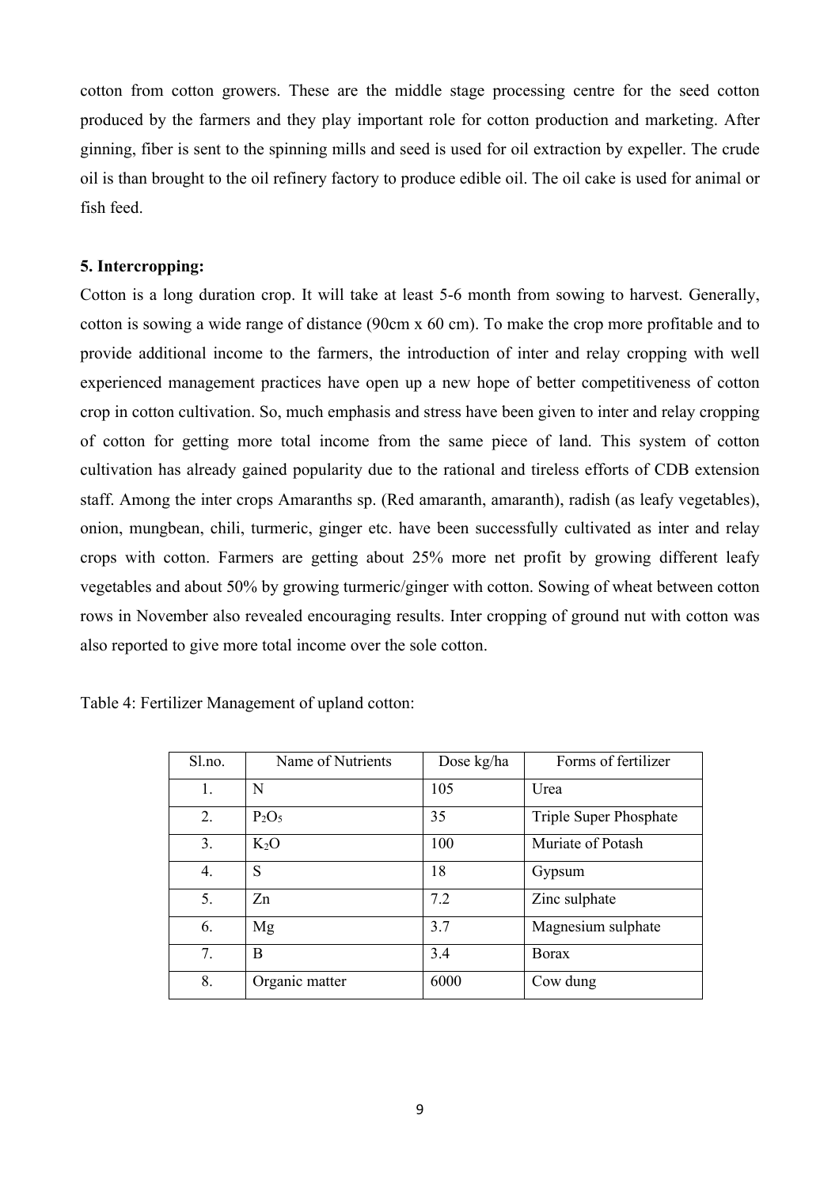cotton from cotton growers. These are the middle stage processing centre for the seed cotton produced by the farmers and they play important role for cotton production and marketing. After ginning, fiber is sent to the spinning mills and seed is used for oil extraction by expeller. The crude oil is than brought to the oil refinery factory to produce edible oil. The oil cake is used for animal or fish feed.

### 5. Intercropping:

Cotton is a long duration crop. It will take at least 5-6 month from sowing to harvest. Generally, cotton is sowing a wide range of distance (90cm x 60 cm). To make the crop more profitable and to provide additional income to the farmers, the introduction of inter and relay cropping with well experienced management practices have open up a new hope of better competitiveness of cotton crop in cotton cultivation. So, much emphasis and stress have been given to inter and relay cropping of cotton for getting more total income from the same piece of land. This system of cotton cultivation has already gained popularity due to the rational and tireless efforts of CDB extension staff. Among the inter crops Amaranths sp. (Red amaranth, amaranth), radish (as leafy vegetables), onion, mungbean, chili, turmeric, ginger etc. have been successfully cultivated as inter and relay crops with cotton. Farmers are getting about 25% more net profit by growing different leafy vegetables and about 50% by growing turmeric/ginger with cotton. Sowing of wheat between cotton rows in November also revealed encouraging results. Inter cropping of ground nut with cotton was also reported to give more total income over the sole cotton.

Table 4: Fertilizer Management of upland cotton:

| Sl.no. | Name of Nutrients | Dose kg/ha | Forms of fertilizer |
|---|---|---|---|
| 1. | N | 105 | Urea |
| 2. | $P_2O_5$ | 35 | Triple Super Phosphate |
| 3. | $K_2O$ | 100 | Muriate of Potash |
| 4. | S | 18 | Gypsum |
| 5. | Zn | 7.2 | Zinc sulphate |
| 6. | Mg | 3.7 | Magnesium sulphate |
| 7. | B | 3.4 | Borax |
| 8. | Organic matter | 6000 | Cow dung |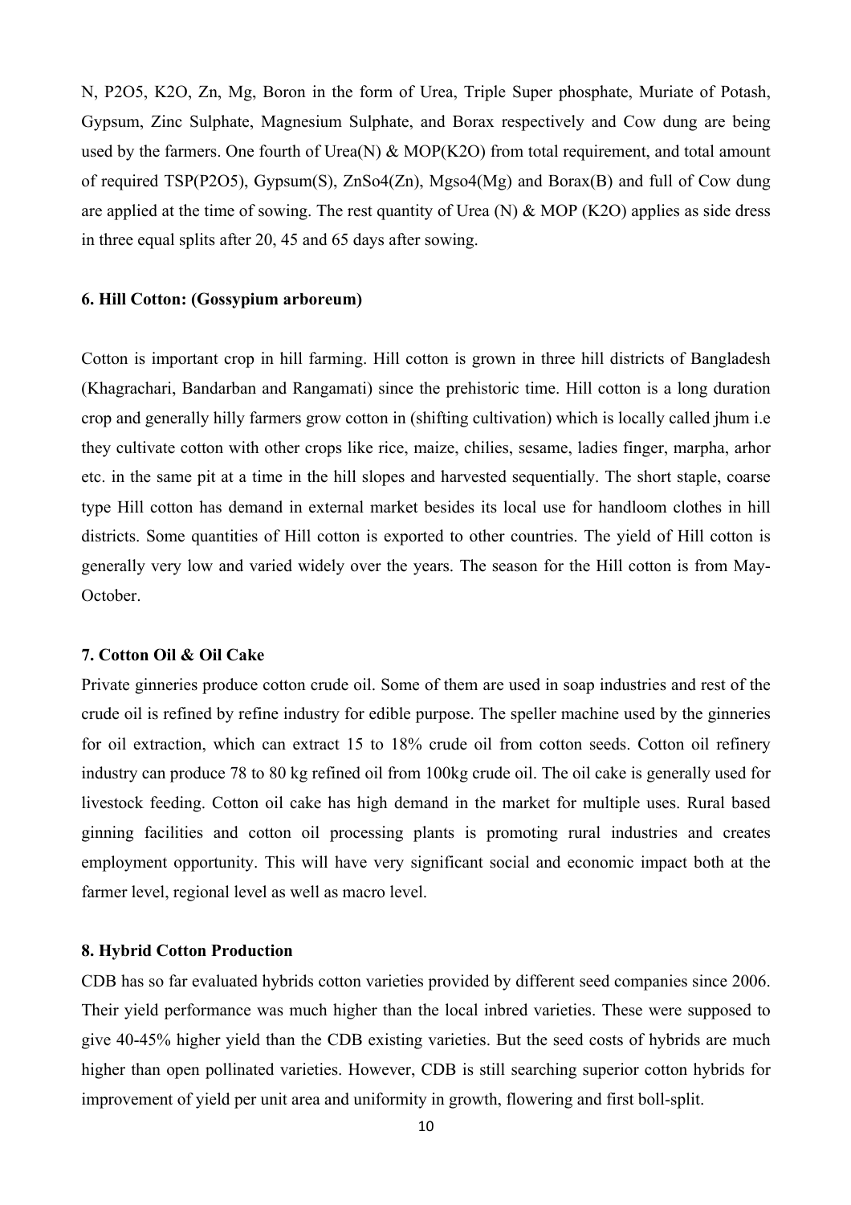N, P2O5, K2O, Zn, Mg, Boron in the form of Urea, Triple Super phosphate, Muriate of Potash, Gypsum, Zinc Sulphate, Magnesium Sulphate, and Borax respectively and Cow dung are being used by the farmers. One fourth of Urea(N) & MOP(K2O) from total requirement, and total amount of required TSP(P2O5), Gypsum(S), ZnSo4(Zn), Mgso4(Mg) and Borax(B) and full of Cow dung are applied at the time of sowing. The rest quantity of Urea (N) & MOP (K2O) applies as side dress in three equal splits after 20, 45 and 65 days after sowing.

### 6. Hill Cotton: (Gossypium arboreum)

Cotton is important crop in hill farming. Hill cotton is grown in three hill districts of Bangladesh (Khagrachari, Bandarban and Rangamati) since the prehistoric time. Hill cotton is a long duration crop and generally hilly farmers grow cotton in (shifting cultivation) which is locally called jhum i.e they cultivate cotton with other crops like rice, maize, chilies, sesame, ladies finger, marpha, arhor etc. in the same pit at a time in the hill slopes and harvested sequentially. The short staple, coarse type Hill cotton has demand in external market besides its local use for handloom clothes in hill districts. Some quantities of Hill cotton is exported to other countries. The yield of Hill cotton is generally very low and varied widely over the years. The season for the Hill cotton is from May-October.

### 7. Cotton Oil & Oil Cake

Private ginneries produce cotton crude oil. Some of them are used in soap industries and rest of the crude oil is refined by refine industry for edible purpose. The speller machine used by the ginneries for oil extraction, which can extract 15 to 18% crude oil from cotton seeds. Cotton oil refinery industry can produce 78 to 80 kg refined oil from 100kg crude oil. The oil cake is generally used for livestock feeding. Cotton oil cake has high demand in the market for multiple uses. Rural based ginning facilities and cotton oil processing plants is promoting rural industries and creates employment opportunity. This will have very significant social and economic impact both at the farmer level, regional level as well as macro level.

### 8. Hybrid Cotton Production

CDB has so far evaluated hybrids cotton varieties provided by different seed companies since 2006. Their yield performance was much higher than the local inbred varieties. These were supposed to give 40-45% higher yield than the CDB existing varieties. But the seed costs of hybrids are much higher than open pollinated varieties. However, CDB is still searching superior cotton hybrids for improvement of yield per unit area and uniformity in growth, flowering and first boll-split.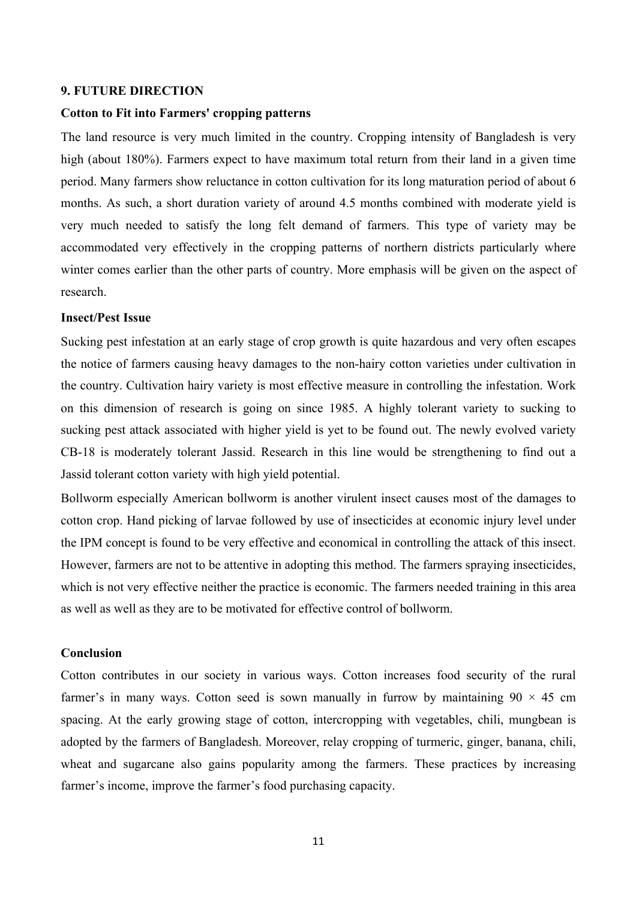## 9. FUTURE DIRECTION

### Cotton to Fit into Farmers' cropping patterns

The land resource is very much limited in the country. Cropping intensity of Bangladesh is very high (about 180%). Farmers expect to have maximum total return from their land in a given time period. Many farmers show reluctance in cotton cultivation for its long maturation period of about 6 months. As such, a short duration variety of around 4.5 months combined with moderate yield is very much needed to satisfy the long felt demand of farmers. This type of variety may be accommodated very effectively in the cropping patterns of northern districts particularly where winter comes earlier than the other parts of country. More emphasis will be given on the aspect of research.

### Insect/Pest Issue

Sucking pest infestation at an early stage of crop growth is quite hazardous and very often escapes the notice of farmers causing heavy damages to the non-hairy cotton varieties under cultivation in the country. Cultivation hairy variety is most effective measure in controlling the infestation. Work on this dimension of research is going on since 1985. A highly tolerant variety to sucking to sucking pest attack associated with higher yield is yet to be found out. The newly evolved variety CB-18 is moderately tolerant Jassid. Research in this line would be strengthening to find out a Jassid tolerant cotton variety with high yield potential.

Bollworm especially American bollworm is another virulent insect causes most of the damages to cotton crop. Hand picking of larvae followed by use of insecticides at economic injury level under the IPM concept is found to be very effective and economical in controlling the attack of this insect. However, farmers are not to be attentive in adopting this method. The farmers spraying insecticides, which is not very effective neither the practice is economic. The farmers needed training in this area as well as well as they are to be motivated for effective control of bollworm.

### Conclusion

Cotton contributes in our society in various ways. Cotton increases food security of the rural farmer's in many ways. Cotton seed is sown manually in furrow by maintaining 90 × 45 cm spacing. At the early growing stage of cotton, intercropping with vegetables, chili, mungbean is adopted by the farmers of Bangladesh. Moreover, relay cropping of turmeric, ginger, banana, chili, wheat and sugarcane also gains popularity among the farmers. These practices by increasing farmer's income, improve the farmer's food purchasing capacity.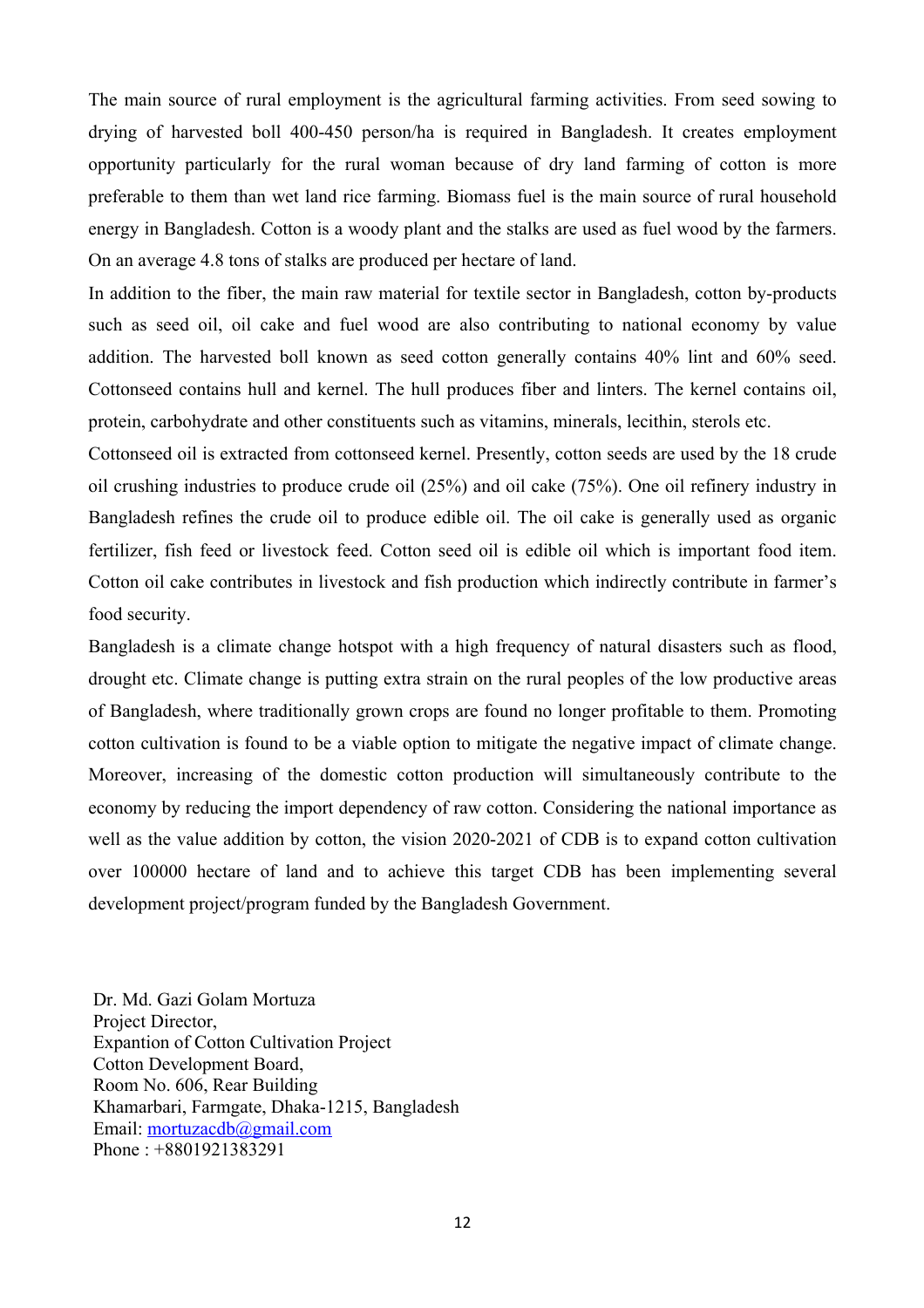The main source of rural employment is the agricultural farming activities. From seed sowing to drying of harvested boll 400-450 person/ha is required in Bangladesh. It creates employment opportunity particularly for the rural woman because of dry land farming of cotton is more preferable to them than wet land rice farming. Biomass fuel is the main source of rural household energy in Bangladesh. Cotton is a woody plant and the stalks are used as fuel wood by the farmers. On an average 4.8 tons of stalks are produced per hectare of land.

In addition to the fiber, the main raw material for textile sector in Bangladesh, cotton by-products such as seed oil, oil cake and fuel wood are also contributing to national economy by value addition. The harvested boll known as seed cotton generally contains 40% lint and 60% seed. Cottonseed contains hull and kernel. The hull produces fiber and linters. The kernel contains oil, protein, carbohydrate and other constituents such as vitamins, minerals, lecithin, sterols etc.

Cottonseed oil is extracted from cottonseed kernel. Presently, cotton seeds are used by the 18 crude oil crushing industries to produce crude oil (25%) and oil cake (75%). One oil refinery industry in Bangladesh refines the crude oil to produce edible oil. The oil cake is generally used as organic fertilizer, fish feed or livestock feed. Cotton seed oil is edible oil which is important food item. Cotton oil cake contributes in livestock and fish production which indirectly contribute in farmer's food security.

Bangladesh is a climate change hotspot with a high frequency of natural disasters such as flood, drought etc. Climate change is putting extra strain on the rural peoples of the low productive areas of Bangladesh, where traditionally grown crops are found no longer profitable to them. Promoting cotton cultivation is found to be a viable option to mitigate the negative impact of climate change. Moreover, increasing of the domestic cotton production will simultaneously contribute to the economy by reducing the import dependency of raw cotton. Considering the national importance as well as the value addition by cotton, the vision 2020-2021 of CDB is to expand cotton cultivation over 100000 hectare of land and to achieve this target CDB has been implementing several development project/program funded by the Bangladesh Government.

Dr. Md. Gazi Golam Mortuza  
Project Director,  
Expantion of Cotton Cultivation Project  
Cotton Development Board,  
Room No. 606, Rear Building  
Khamarbari, Farmgate, Dhaka-1215, Bangladesh  
Email: mortuzacdb@gmail.com  
Phone : +8801921383291